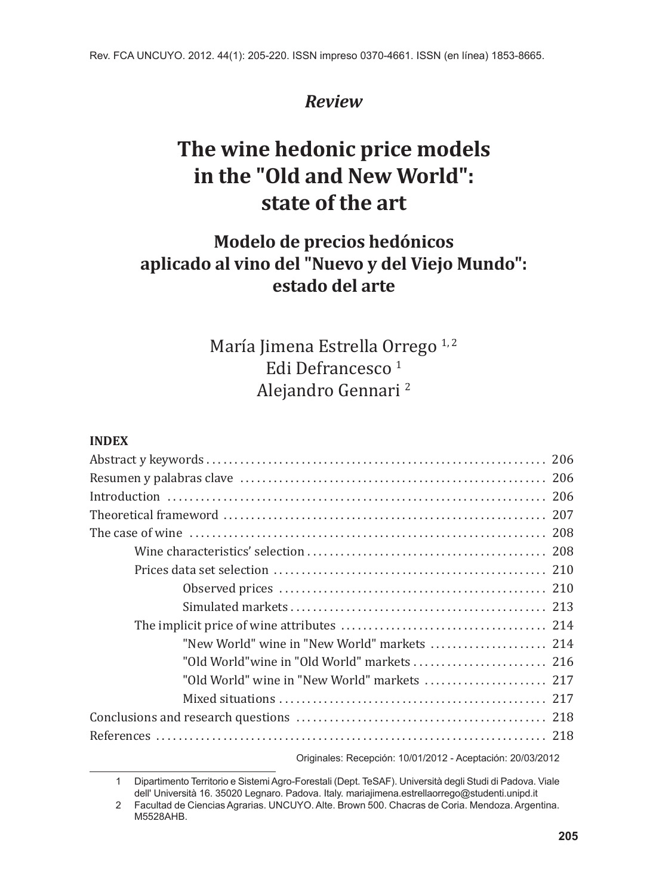*Review*

# The wine hedonic price models in the "Old and New World": state of the art

## Modelo de precios hedónicos aplicado al vino del "Nuevo y del Viejo Mundo": estado del arte

María Jimena Estrella Orrego [1, 2]
Edi Defrancesco [1]
Alejandro Gennari [2]

**INDEX**

Abstract y keywords ........................................................ 206
Resumen y palabras clave .................................................. 206
Introduction ................................................................ 206
Theoretical framework ..................................................... 207
The case of wine ........................................................... 208
 Wine characteristics' selection ......................................... 208
 Prices data set selection ................................................ 210
  Observed prices ........................................................ 210
  Simulated markets ...................................................... 213
 The implicit price of wine attributes .................................. 214
  "New World" wine in "New World" markets ........................... 214
  "Old World"wine in "Old World" markets ............................ 216
  "Old World" wine in "New World" markets ........................... 217
  Mixed situations ....................................................... 217
Conclusions and research questions ....................................... 218
References ................................................................. 218

Originales: Recepción: 10/01/2012 - Aceptación: 20/03/2012

1 Dipartimento Territorio e Sistemi Agro-Forestali (Dept. TeSAF). Università degli Studi di Padova. Viale dell' Università 16. 35020 Legnaro. Padova. Italy. mariajimena.estrellaorrego@studenti.unipd.it

2 Facultad de Ciencias Agrarias. UNCUYO. Alte. Brown 500. Chacras de Coria. Mendoza. Argentina. M5528AHB.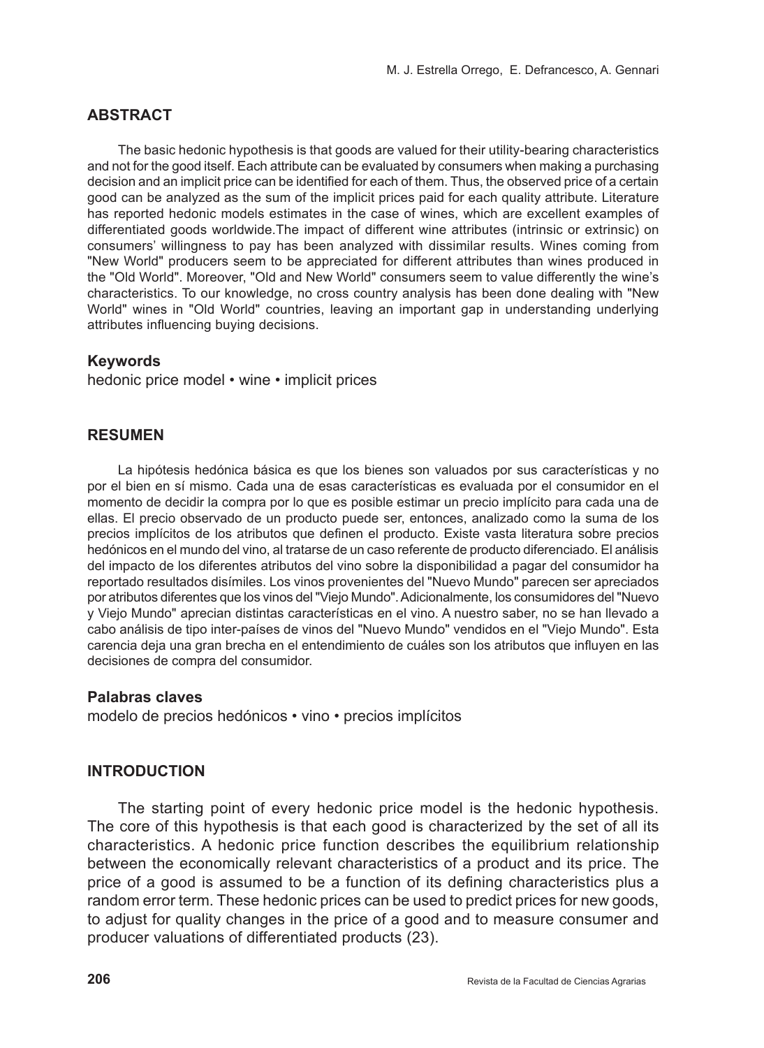## ABSTRACT

The basic hedonic hypothesis is that goods are valued for their utility-bearing characteristics and not for the good itself. Each attribute can be evaluated by consumers when making a purchasing decision and an implicit price can be identified for each of them. Thus, the observed price of a certain good can be analyzed as the sum of the implicit prices paid for each quality attribute. Literature has reported hedonic models estimates in the case of wines, which are excellent examples of differentiated goods worldwide.The impact of different wine attributes (intrinsic or extrinsic) on consumers' willingness to pay has been analyzed with dissimilar results. Wines coming from "New World" producers seem to be appreciated for different attributes than wines produced in the "Old World". Moreover, "Old and New World" consumers seem to value differently the wine's characteristics. To our knowledge, no cross country analysis has been done dealing with "New World" wines in "Old World" countries, leaving an important gap in understanding underlying attributes influencing buying decisions.

### Keywords

hedonic price model • wine • implicit prices

## RESUMEN

La hipótesis hedónica básica es que los bienes son valuados por sus características y no por el bien en sí mismo. Cada una de esas características es evaluada por el consumidor en el momento de decidir la compra por lo que es posible estimar un precio implícito para cada una de ellas. El precio observado de un producto puede ser, entonces, analizado como la suma de los precios implícitos de los atributos que definen el producto. Existe vasta literatura sobre precios hedónicos en el mundo del vino, al tratarse de un caso referente de producto diferenciado. El análisis del impacto de los diferentes atributos del vino sobre la disponibilidad a pagar del consumidor ha reportado resultados disímiles. Los vinos provenientes del "Nuevo Mundo" parecen ser apreciados por atributos diferentes que los vinos del "Viejo Mundo". Adicionalmente, los consumidores del "Nuevo y Viejo Mundo" aprecian distintas características en el vino. A nuestro saber, no se han llevado a cabo análisis de tipo inter-países de vinos del "Nuevo Mundo" vendidos en el "Viejo Mundo". Esta carencia deja una gran brecha en el entendimiento de cuáles son los atributos que influyen en las decisiones de compra del consumidor.

### Palabras claves

modelo de precios hedónicos • vino • precios implícitos

## INTRODUCTION

The starting point of every hedonic price model is the hedonic hypothesis. The core of this hypothesis is that each good is characterized by the set of all its characteristics. A hedonic price function describes the equilibrium relationship between the economically relevant characteristics of a product and its price. The price of a good is assumed to be a function of its defining characteristics plus a random error term. These hedonic prices can be used to predict prices for new goods, to adjust for quality changes in the price of a good and to measure consumer and producer valuations of differentiated products (23).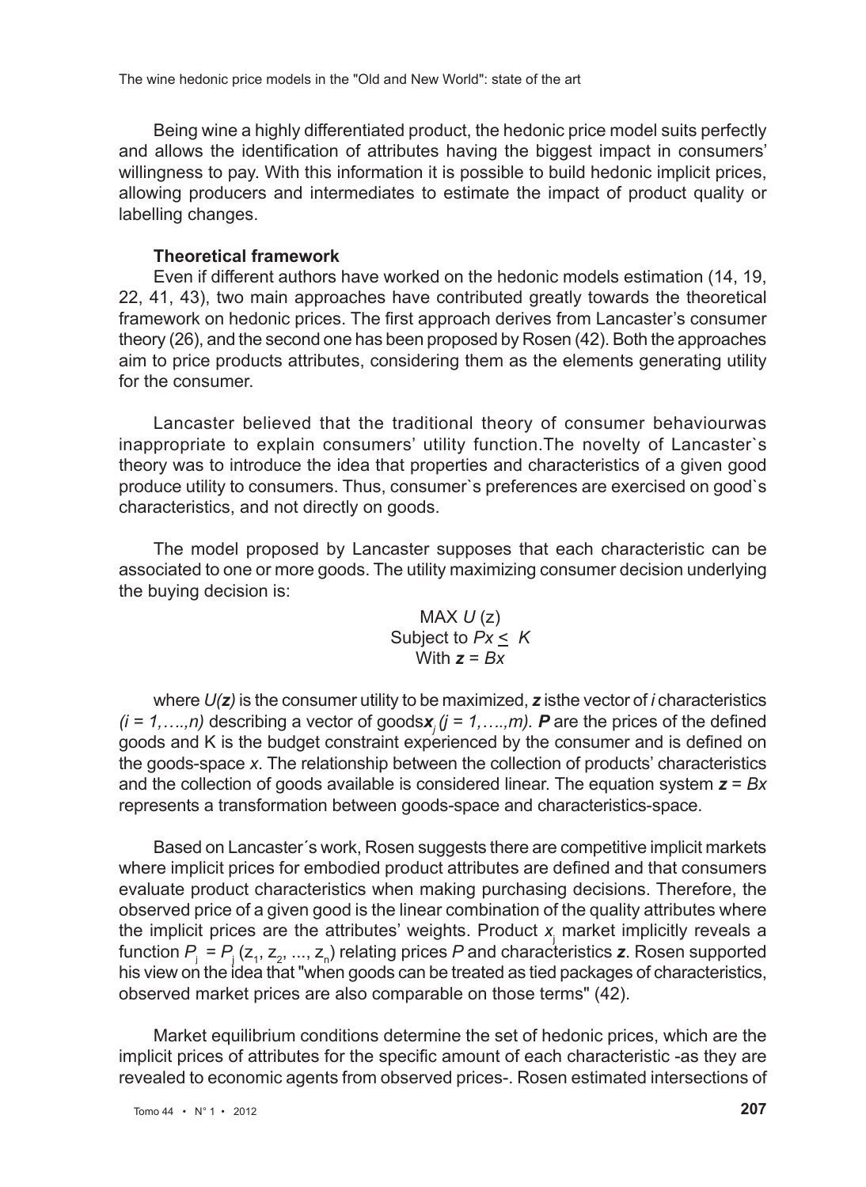Being wine a highly differentiated product, the hedonic price model suits perfectly and allows the identification of attributes having the biggest impact in consumers' willingness to pay. With this information it is possible to build hedonic implicit prices, allowing producers and intermediates to estimate the impact of product quality or labelling changes.

**Theoretical framework**

Even if different authors have worked on the hedonic models estimation (14, 19, 22, 41, 43), two main approaches have contributed greatly towards the theoretical framework on hedonic prices. The first approach derives from Lancaster's consumer theory (26), and the second one has been proposed by Rosen (42). Both the approaches aim to price products attributes, considering them as the elements generating utility for the consumer.

Lancaster believed that the traditional theory of consumer behaviourwas inappropriate to explain consumers' utility function.The novelty of Lancaster`s theory was to introduce the idea that properties and characteristics of a given good produce utility to consumers. Thus, consumer`s preferences are exercised on good`s characteristics, and not directly on goods.

The model proposed by Lancaster supposes that each characteristic can be associated to one or more goods. The utility maximizing consumer decision underlying the buying decision is:

$$\text{MAX } U(z)$$
$$\text{Subject to } Px \leq K$$
$$\text{With } \boldsymbol{z} = Bx$$

where $U(\boldsymbol{z})$ is the consumer utility to be maximized, $\boldsymbol{z}$ isthe vector of $i$ characteristics $(i = 1,\ldots,n)$ describing a vector of goods$\boldsymbol{x}_j$ $(j = 1,\ldots,m)$. $\boldsymbol{P}$ are the prices of the defined goods and K is the budget constraint experienced by the consumer and is defined on the goods-space $x$. The relationship between the collection of products' characteristics and the collection of goods available is considered linear. The equation system $\boldsymbol{z} = Bx$ represents a transformation between goods-space and characteristics-space.

Based on Lancaster´s work, Rosen suggests there are competitive implicit markets where implicit prices for embodied product attributes are defined and that consumers evaluate product characteristics when making purchasing decisions. Therefore, the observed price of a given good is the linear combination of the quality attributes where the implicit prices are the attributes' weights. Product $x_j$ market implicitly reveals a function $P_j = P_j(z_1, z_2, \ldots, z_n)$ relating prices $P$ and characteristics $\boldsymbol{z}$. Rosen supported his view on the idea that "when goods can be treated as tied packages of characteristics, observed market prices are also comparable on those terms" (42).

Market equilibrium conditions determine the set of hedonic prices, which are the implicit prices of attributes for the specific amount of each characteristic -as they are revealed to economic agents from observed prices-. Rosen estimated intersections of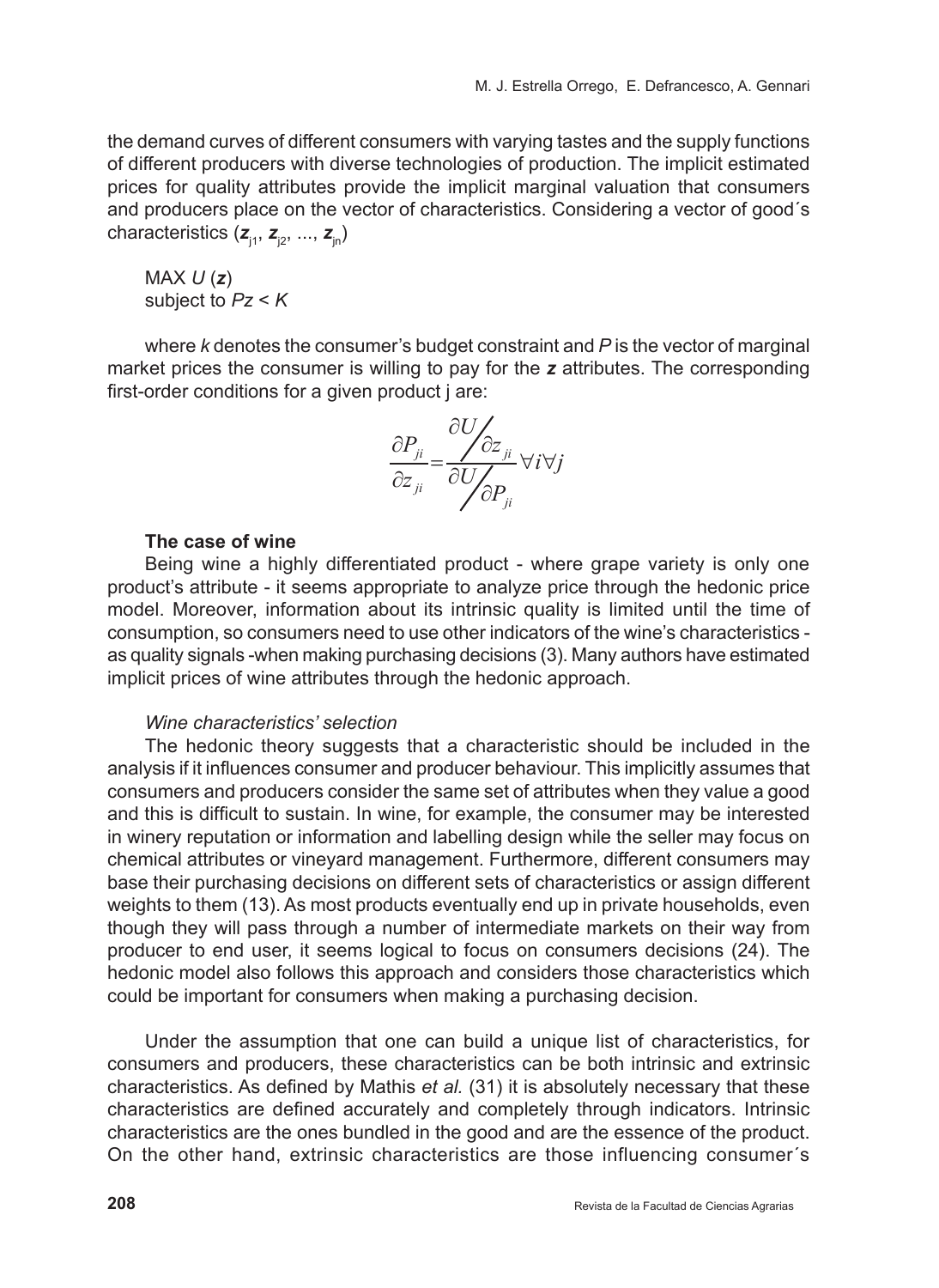the demand curves of different consumers with varying tastes and the supply functions of different producers with diverse technologies of production. The implicit estimated prices for quality attributes provide the implicit marginal valuation that consumers and producers place on the vector of characteristics. Considering a vector of good´s characteristics ($\boldsymbol{z}_{j1}$, $\boldsymbol{z}_{j2}$, ..., $\boldsymbol{z}_{jn}$)

MAX $U(\boldsymbol{z})$
subject to $Pz < K$

where $k$ denotes the consumer's budget constraint and $P$ is the vector of marginal market prices the consumer is willing to pay for the $\boldsymbol{z}$ attributes. The corresponding first-order conditions for a given product j are:

$$\frac{\partial P_{ji}}{\partial z_{ji}} = \frac{\partial U / \partial z_{ji}}{\partial U / \partial P_{ji}} \forall i \forall j$$

### The case of wine

Being wine a highly differentiated product - where grape variety is only one product's attribute - it seems appropriate to analyze price through the hedonic price model. Moreover, information about its intrinsic quality is limited until the time of consumption, so consumers need to use other indicators of the wine's characteristics - as quality signals -when making purchasing decisions (3). Many authors have estimated implicit prices of wine attributes through the hedonic approach.

#### *Wine characteristics' selection*

The hedonic theory suggests that a characteristic should be included in the analysis if it influences consumer and producer behaviour. This implicitly assumes that consumers and producers consider the same set of attributes when they value a good and this is difficult to sustain. In wine, for example, the consumer may be interested in winery reputation or information and labelling design while the seller may focus on chemical attributes or vineyard management. Furthermore, different consumers may base their purchasing decisions on different sets of characteristics or assign different weights to them (13). As most products eventually end up in private households, even though they will pass through a number of intermediate markets on their way from producer to end user, it seems logical to focus on consumers decisions (24). The hedonic model also follows this approach and considers those characteristics which could be important for consumers when making a purchasing decision.

Under the assumption that one can build a unique list of characteristics, for consumers and producers, these characteristics can be both intrinsic and extrinsic characteristics. As defined by Mathis *et al.* (31) it is absolutely necessary that these characteristics are defined accurately and completely through indicators. Intrinsic characteristics are the ones bundled in the good and are the essence of the product. On the other hand, extrinsic characteristics are those influencing consumer´s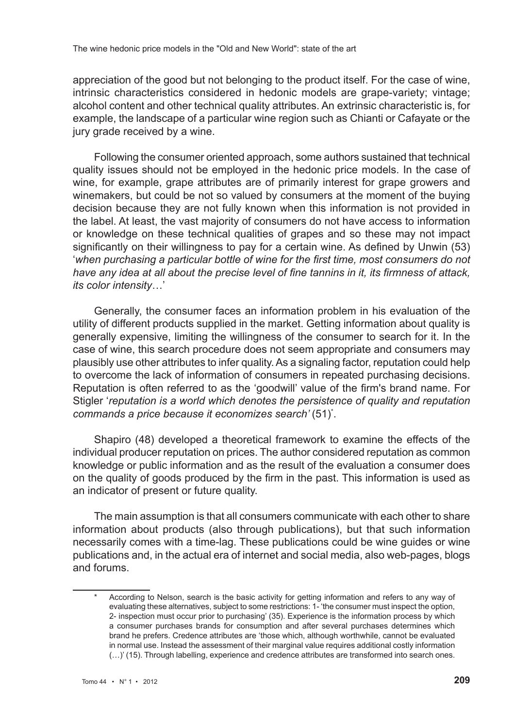appreciation of the good but not belonging to the product itself. For the case of wine, intrinsic characteristics considered in hedonic models are grape-variety; vintage; alcohol content and other technical quality attributes. An extrinsic characteristic is, for example, the landscape of a particular wine region such as Chianti or Cafayate or the jury grade received by a wine.

Following the consumer oriented approach, some authors sustained that technical quality issues should not be employed in the hedonic price models. In the case of wine, for example, grape attributes are of primarily interest for grape growers and winemakers, but could be not so valued by consumers at the moment of the buying decision because they are not fully known when this information is not provided in the label. At least, the vast majority of consumers do not have access to information or knowledge on these technical qualities of grapes and so these may not impact significantly on their willingness to pay for a certain wine. As defined by Unwin (53) '*when purchasing a particular bottle of wine for the first time, most consumers do not have any idea at all about the precise level of fine tannins in it, its firmness of attack, its color intensity*…'

Generally, the consumer faces an information problem in his evaluation of the utility of different products supplied in the market. Getting information about quality is generally expensive, limiting the willingness of the consumer to search for it. In the case of wine, this search procedure does not seem appropriate and consumers may plausibly use other attributes to infer quality. As a signaling factor, reputation could help to overcome the lack of information of consumers in repeated purchasing decisions. Reputation is often referred to as the 'goodwill' value of the firm's brand name. For Stigler '*reputation is a world which denotes the persistence of quality and reputation commands a price because it economizes search'* (51)[*].

Shapiro (48) developed a theoretical framework to examine the effects of the individual producer reputation on prices. The author considered reputation as common knowledge or public information and as the result of the evaluation a consumer does on the quality of goods produced by the firm in the past. This information is used as an indicator of present or future quality.

The main assumption is that all consumers communicate with each other to share information about products (also through publications), but that such information necessarily comes with a time-lag. These publications could be wine guides or wine publications and, in the actual era of internet and social media, also web-pages, blogs and forums.

---

[*] According to Nelson, search is the basic activity for getting information and refers to any way of evaluating these alternatives, subject to some restrictions: 1- 'the consumer must inspect the option, 2- inspection must occur prior to purchasing' (35). Experience is the information process by which a consumer purchases brands for consumption and after several purchases determines which brand he prefers. Credence attributes are 'those which, although worthwhile, cannot be evaluated in normal use. Instead the assessment of their marginal value requires additional costly information (…)' (15). Through labelling, experience and credence attributes are transformed into search ones.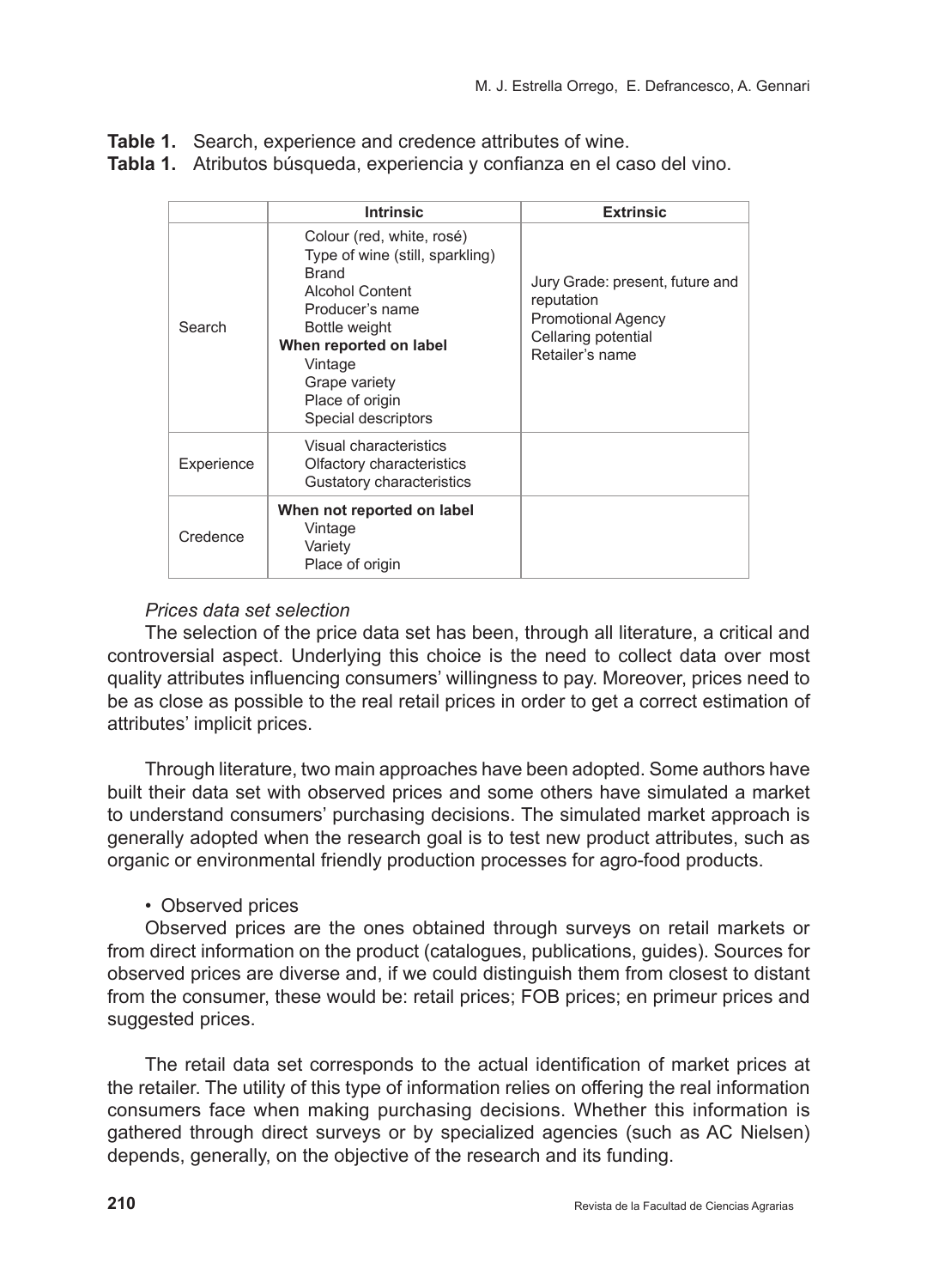**Table 1.** Search, experience and credence attributes of wine.
**Tabla 1.** Atributos búsqueda, experiencia y confianza en el caso del vino.

| | Intrinsic | Extrinsic |
|---|---|---|
| Search | Colour (red, white, rosé)<br>Type of wine (still, sparkling)<br>Brand<br>Alcohol Content<br>Producer's name<br>Bottle weight<br>**When reported on label**<br>Vintage<br>Grape variety<br>Place of origin<br>Special descriptors | Jury Grade: present, future and reputation<br>Promotional Agency<br>Cellaring potential<br>Retailer's name |
| Experience | Visual characteristics<br>Olfactory characteristics<br>Gustatory characteristics | |
| Credence | **When not reported on label**<br>Vintage<br>Variety<br>Place of origin | |

*Prices data set selection*

The selection of the price data set has been, through all literature, a critical and controversial aspect. Underlying this choice is the need to collect data over most quality attributes influencing consumers' willingness to pay. Moreover, prices need to be as close as possible to the real retail prices in order to get a correct estimation of attributes' implicit prices.

Through literature, two main approaches have been adopted. Some authors have built their data set with observed prices and some others have simulated a market to understand consumers' purchasing decisions. The simulated market approach is generally adopted when the research goal is to test new product attributes, such as organic or environmental friendly production processes for agro-food products.

- Observed prices

Observed prices are the ones obtained through surveys on retail markets or from direct information on the product (catalogues, publications, guides). Sources for observed prices are diverse and, if we could distinguish them from closest to distant from the consumer, these would be: retail prices; FOB prices; en primeur prices and suggested prices.

The retail data set corresponds to the actual identification of market prices at the retailer. The utility of this type of information relies on offering the real information consumers face when making purchasing decisions. Whether this information is gathered through direct surveys or by specialized agencies (such as AC Nielsen) depends, generally, on the objective of the research and its funding.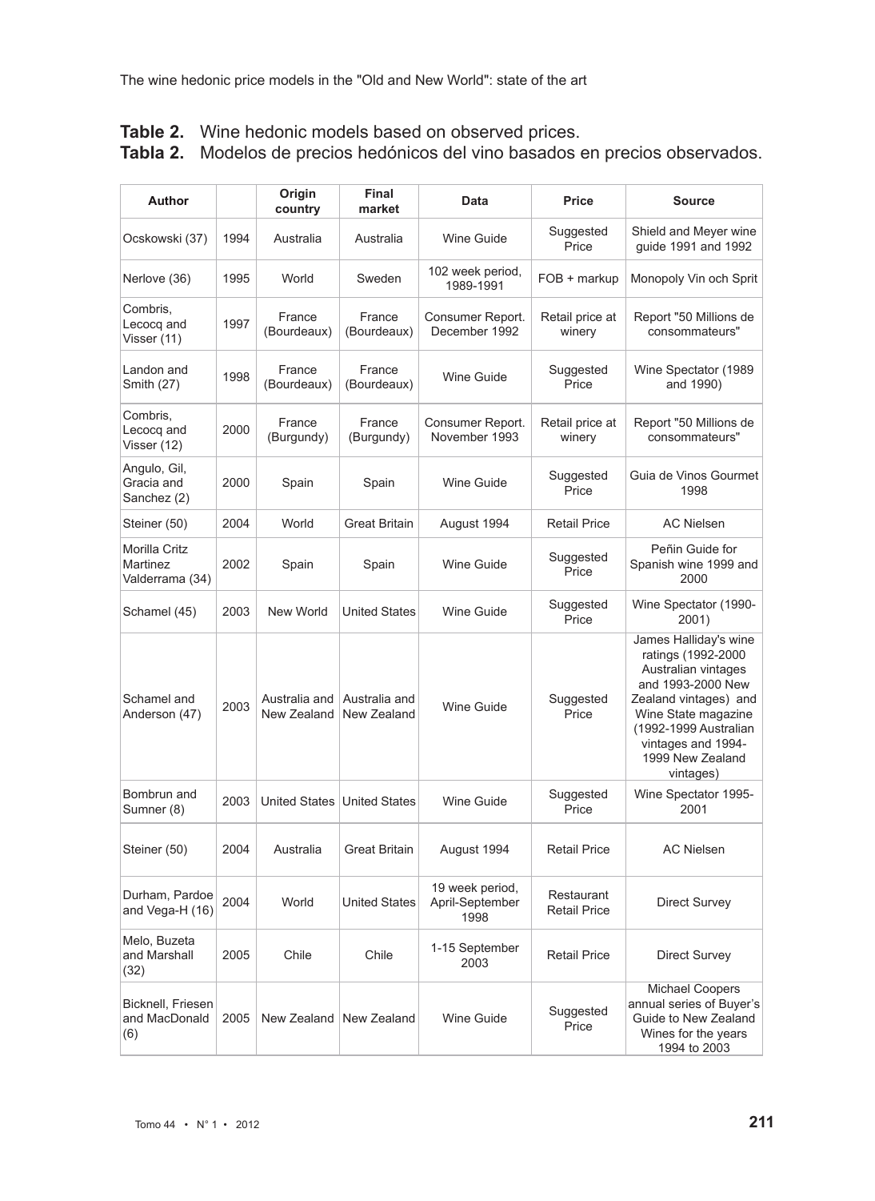**Table 2.** Wine hedonic models based on observed prices.
**Tabla 2.** Modelos de precios hedónicos del vino basados en precios observados.

| Author | | Origin country | Final market | Data | Price | Source |
|---|---|---|---|---|---|---|
| Ocskowski (37) | 1994 | Australia | Australia | Wine Guide | Suggested Price | Shield and Meyer wine guide 1991 and 1992 |
| Nerlove (36) | 1995 | World | Sweden | 102 week period, 1989-1991 | FOB + markup | Monopoly Vin och Sprit |
| Combris, Lecocq and Visser (11) | 1997 | France (Bourdeaux) | France (Bourdeaux) | Consumer Report. December 1992 | Retail price at winery | Report "50 Millions de consommateurs" |
| Landon and Smith (27) | 1998 | France (Bourdeaux) | France (Bourdeaux) | Wine Guide | Suggested Price | Wine Spectator (1989 and 1990) |
| Combris, Lecocq and Visser (12) | 2000 | France (Burgundy) | France (Burgundy) | Consumer Report. November 1993 | Retail price at winery | Report "50 Millions de consommateurs" |
| Angulo, Gil, Gracia and Sanchez (2) | 2000 | Spain | Spain | Wine Guide | Suggested Price | Guia de Vinos Gourmet 1998 |
| Steiner (50) | 2004 | World | Great Britain | August 1994 | Retail Price | AC Nielsen |
| Morilla Critz Martinez Valderrama (34) | 2002 | Spain | Spain | Wine Guide | Suggested Price | Peñin Guide for Spanish wine 1999 and 2000 |
| Schamel (45) | 2003 | New World | United States | Wine Guide | Suggested Price | Wine Spectator (1990-2001) |
| Schamel and Anderson (47) | 2003 | Australia and New Zealand | Australia and New Zealand | Wine Guide | Suggested Price | James Halliday's wine ratings (1992-2000 Australian vintages and 1993-2000 New Zealand vintages) and Wine State magazine (1992-1999 Australian vintages and 1994-1999 New Zealand vintages) |
| Bombrun and Sumner (8) | 2003 | United States | United States | Wine Guide | Suggested Price | Wine Spectator 1995-2001 |
| Steiner (50) | 2004 | Australia | Great Britain | August 1994 | Retail Price | AC Nielsen |
| Durham, Pardoe and Vega-H (16) | 2004 | World | United States | 19 week period, April-September 1998 | Restaurant Retail Price | Direct Survey |
| Melo, Buzeta and Marshall (32) | 2005 | Chile | Chile | 1-15 September 2003 | Retail Price | Direct Survey |
| Bicknell, Friesen and MacDonald (6) | 2005 | New Zealand | New Zealand | Wine Guide | Suggested Price | Michael Coopers annual series of Buyer's Guide to New Zealand Wines for the years 1994 to 2003 |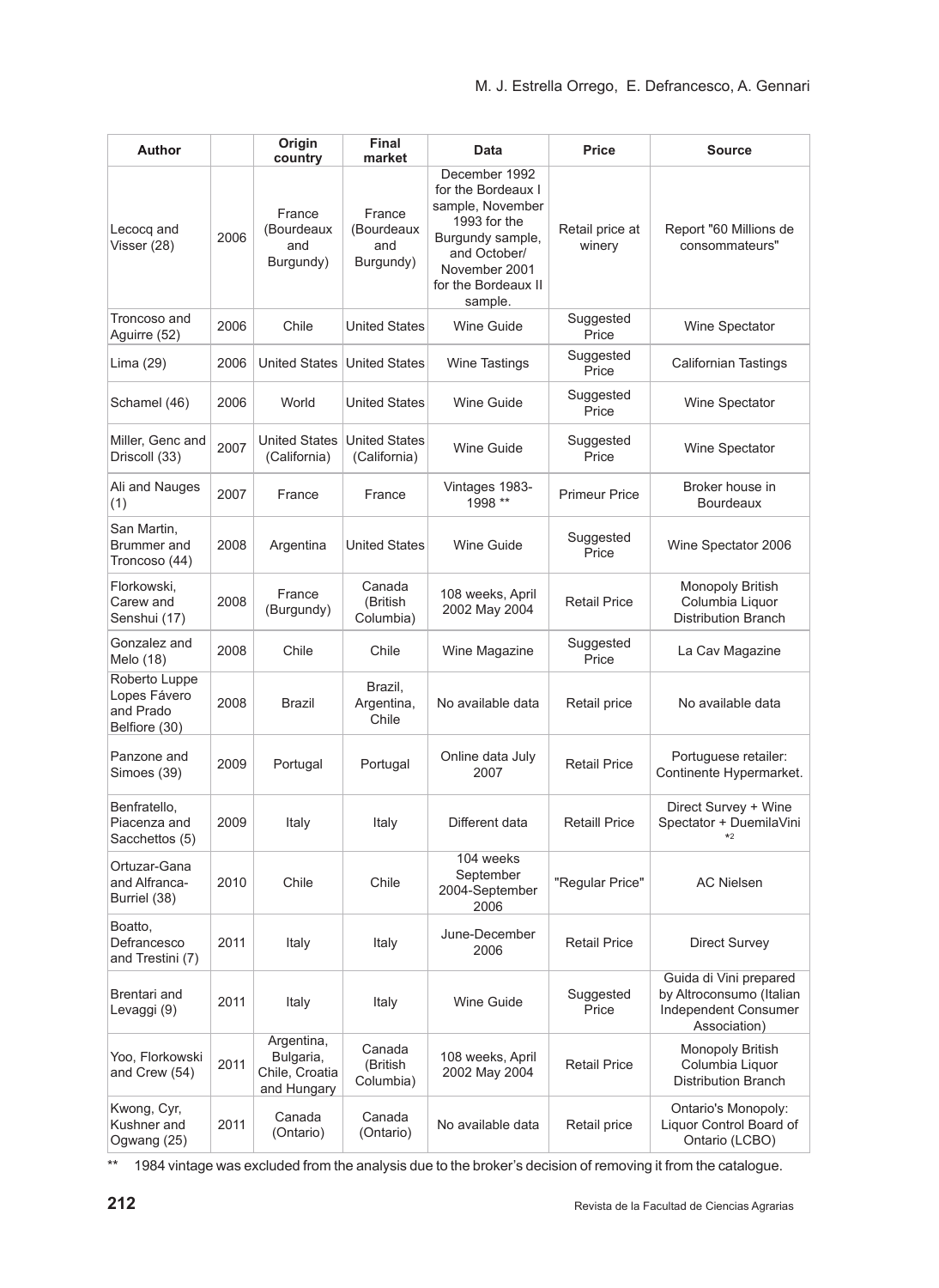| Author | | Origin country | Final market | Data | Price | Source |
|---|---|---|---|---|---|---|
| Lecocq and Visser (28) | 2006 | France (Bourdeaux and Burgundy) | France (Bourdeaux and Burgundy) | December 1992 for the Bordeaux I sample, November 1993 for the Burgundy sample, and October/ November 2001 for the Bordeaux II sample. | Retail price at winery | Report "60 Millions de consommateurs" |
| Troncoso and Aguirre (52) | 2006 | Chile | United States | Wine Guide | Suggested Price | Wine Spectator |
| Lima (29) | 2006 | United States | United States | Wine Tastings | Suggested Price | Californian Tastings |
| Schamel (46) | 2006 | World | United States | Wine Guide | Suggested Price | Wine Spectator |
| Miller, Genc and Driscoll (33) | 2007 | United States (California) | United States (California) | Wine Guide | Suggested Price | Wine Spectator |
| Ali and Nauges (1) | 2007 | France | France | Vintages 1983-1998 ** | Primeur Price | Broker house in Bourdeaux |
| San Martin, Brummer and Troncoso (44) | 2008 | Argentina | United States | Wine Guide | Suggested Price | Wine Spectator 2006 |
| Florkowski, Carew and Senshui (17) | 2008 | France (Burgundy) | Canada (British Columbia) | 108 weeks, April 2002 May 2004 | Retail Price | Monopoly British Columbia Liquor Distribution Branch |
| Gonzalez and Melo (18) | 2008 | Chile | Chile | Wine Magazine | Suggested Price | La Cav Magazine |
| Roberto Luppe Lopes Fávero and Prado Belfiore (30) | 2008 | Brazil | Brazil, Argentina, Chile | No available data | Retail price | No available data |
| Panzone and Simoes (39) | 2009 | Portugal | Portugal | Online data July 2007 | Retail Price | Portuguese retailer: Continente Hypermarket. |
| Benfratello, Piacenza and Sacchettos (5) | 2009 | Italy | Italy | Different data | Retaill Price | Direct Survey + Wine Spectator + DuemilaVini *2 |
| Ortuzar-Gana and Alfranca-Burriel (38) | 2010 | Chile | Chile | 104 weeks September 2004-September 2006 | "Regular Price" | AC Nielsen |
| Boatto, Defrancesco and Trestini (7) | 2011 | Italy | Italy | June-December 2006 | Retail Price | Direct Survey |
| Brentari and Levaggi (9) | 2011 | Italy | Italy | Wine Guide | Suggested Price | Guida di Vini prepared by Altroconsumo (Italian Independent Consumer Association) |
| Yoo, Florkowski and Crew (54) | 2011 | Argentina, Bulgaria, Chile, Croatia and Hungary | Canada (British Columbia) | 108 weeks, April 2002 May 2004 | Retail Price | Monopoly British Columbia Liquor Distribution Branch |
| Kwong, Cyr, Kushner and Ogwang (25) | 2011 | Canada (Ontario) | Canada (Ontario) | No available data | Retail price | Ontario's Monopoly: Liquor Control Board of Ontario (LCBO) |

** 1984 vintage was excluded from the analysis due to the broker's decision of removing it from the catalogue.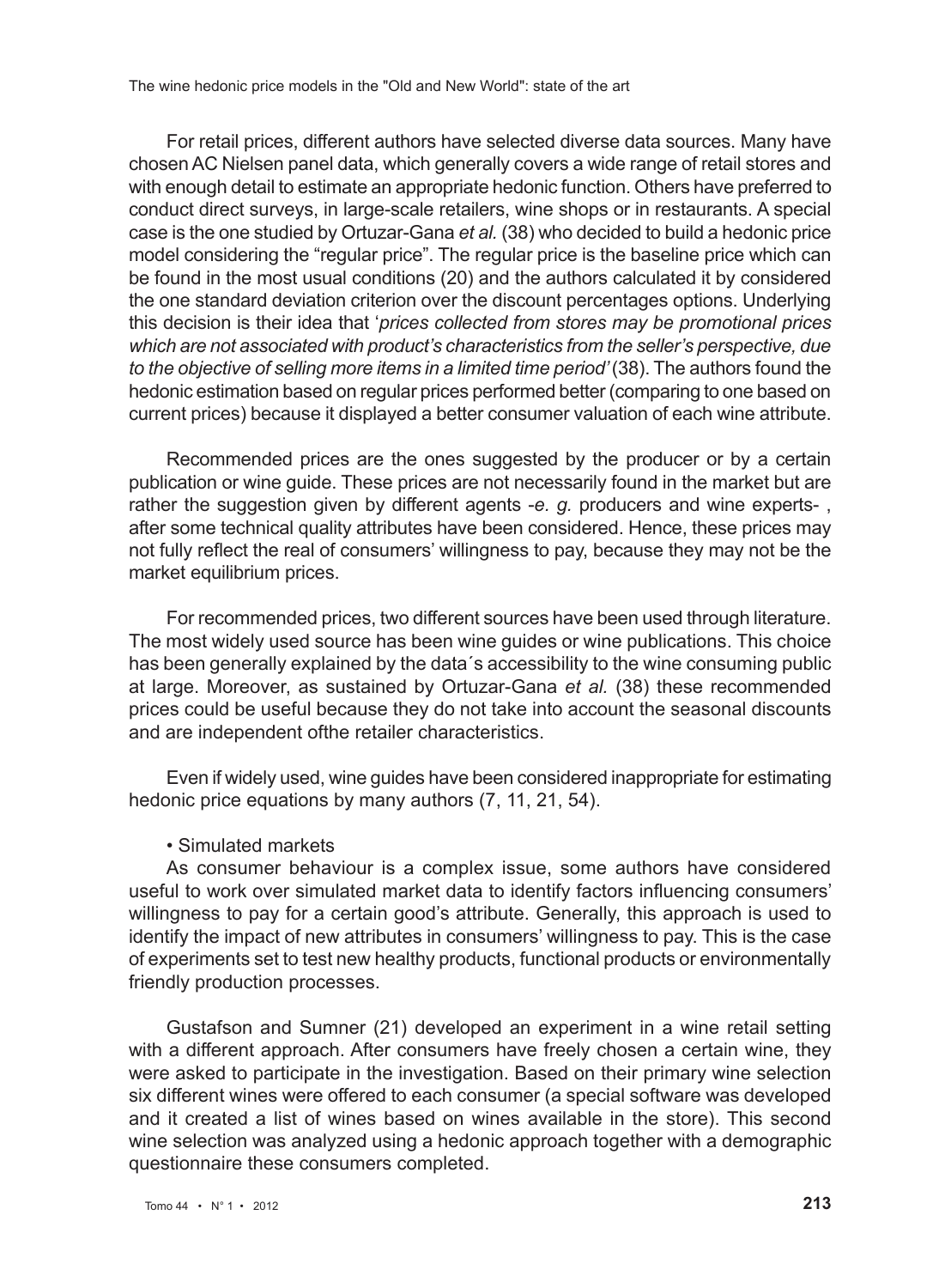For retail prices, different authors have selected diverse data sources. Many have chosen AC Nielsen panel data, which generally covers a wide range of retail stores and with enough detail to estimate an appropriate hedonic function. Others have preferred to conduct direct surveys, in large-scale retailers, wine shops or in restaurants. A special case is the one studied by Ortuzar-Gana *et al.* (38) who decided to build a hedonic price model considering the "regular price". The regular price is the baseline price which can be found in the most usual conditions (20) and the authors calculated it by considered the one standard deviation criterion over the discount percentages options. Underlying this decision is their idea that '*prices collected from stores may be promotional prices which are not associated with product's characteristics from the seller's perspective, due to the objective of selling more items in a limited time period'* (38). The authors found the hedonic estimation based on regular prices performed better (comparing to one based on current prices) because it displayed a better consumer valuation of each wine attribute.

Recommended prices are the ones suggested by the producer or by a certain publication or wine guide. These prices are not necessarily found in the market but are rather the suggestion given by different agents -*e. g.* producers and wine experts- , after some technical quality attributes have been considered. Hence, these prices may not fully reflect the real of consumers' willingness to pay, because they may not be the market equilibrium prices.

For recommended prices, two different sources have been used through literature. The most widely used source has been wine guides or wine publications. This choice has been generally explained by the data´s accessibility to the wine consuming public at large. Moreover, as sustained by Ortuzar-Gana *et al.* (38) these recommended prices could be useful because they do not take into account the seasonal discounts and are independent ofthe retailer characteristics.

Even if widely used, wine guides have been considered inappropriate for estimating hedonic price equations by many authors (7, 11, 21, 54).

• Simulated markets

As consumer behaviour is a complex issue, some authors have considered useful to work over simulated market data to identify factors influencing consumers' willingness to pay for a certain good's attribute. Generally, this approach is used to identify the impact of new attributes in consumers' willingness to pay. This is the case of experiments set to test new healthy products, functional products or environmentally friendly production processes.

Gustafson and Sumner (21) developed an experiment in a wine retail setting with a different approach. After consumers have freely chosen a certain wine, they were asked to participate in the investigation. Based on their primary wine selection six different wines were offered to each consumer (a special software was developed and it created a list of wines based on wines available in the store). This second wine selection was analyzed using a hedonic approach together with a demographic questionnaire these consumers completed.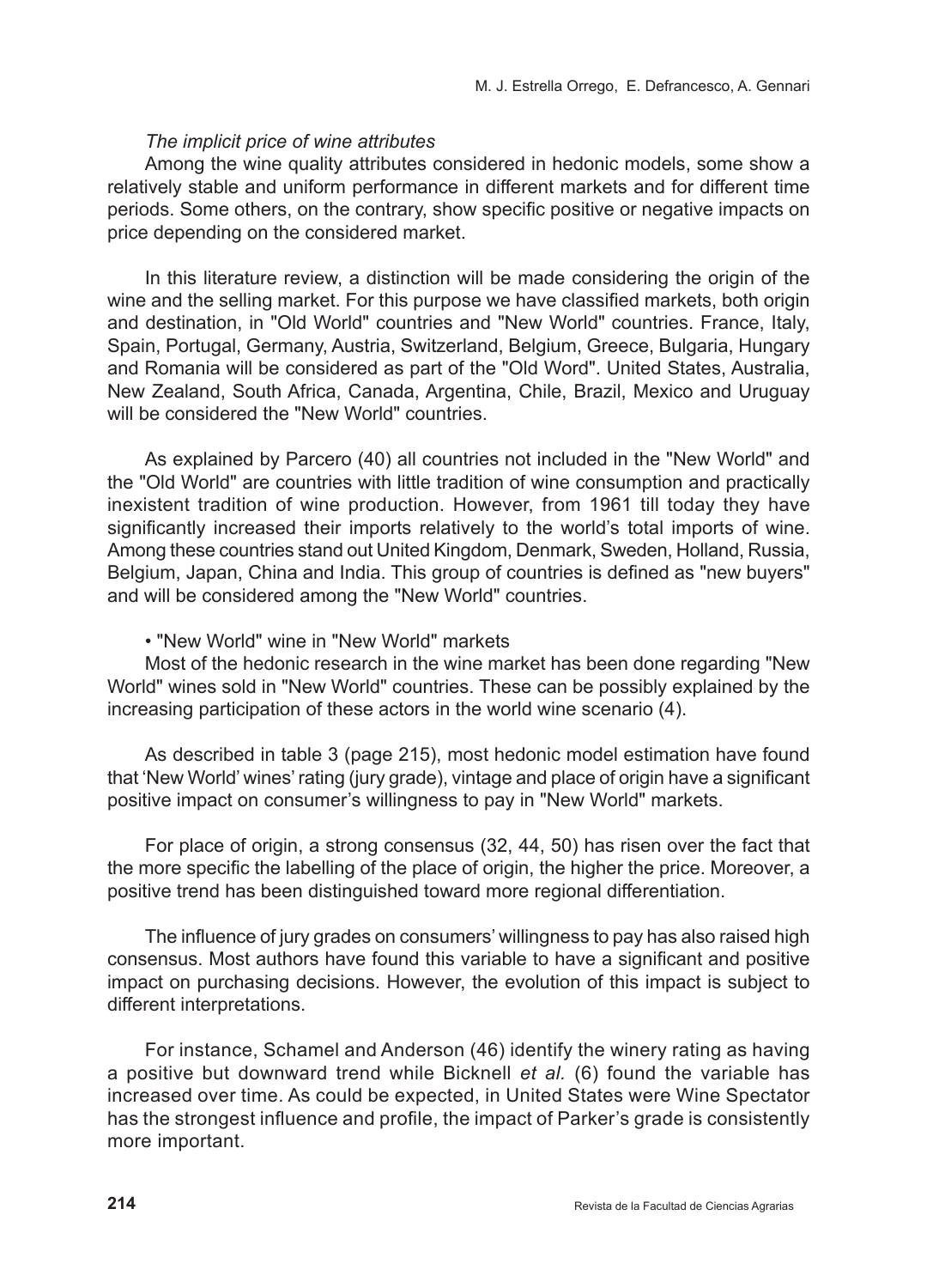*The implicit price of wine attributes*

Among the wine quality attributes considered in hedonic models, some show a relatively stable and uniform performance in different markets and for different time periods. Some others, on the contrary, show specific positive or negative impacts on price depending on the considered market.

In this literature review, a distinction will be made considering the origin of the wine and the selling market. For this purpose we have classified markets, both origin and destination, in "Old World" countries and "New World" countries. France, Italy, Spain, Portugal, Germany, Austria, Switzerland, Belgium, Greece, Bulgaria, Hungary and Romania will be considered as part of the "Old Word". United States, Australia, New Zealand, South Africa, Canada, Argentina, Chile, Brazil, Mexico and Uruguay will be considered the "New World" countries.

As explained by Parcero (40) all countries not included in the "New World" and the "Old World" are countries with little tradition of wine consumption and practically inexistent tradition of wine production. However, from 1961 till today they have significantly increased their imports relatively to the world's total imports of wine. Among these countries stand out United Kingdom, Denmark, Sweden, Holland, Russia, Belgium, Japan, China and India. This group of countries is defined as "new buyers" and will be considered among the "New World" countries.

• "New World" wine in "New World" markets

Most of the hedonic research in the wine market has been done regarding "New World" wines sold in "New World" countries. These can be possibly explained by the increasing participation of these actors in the world wine scenario (4).

As described in table 3 (page 215), most hedonic model estimation have found that 'New World' wines' rating (jury grade), vintage and place of origin have a significant positive impact on consumer's willingness to pay in "New World" markets.

For place of origin, a strong consensus (32, 44, 50) has risen over the fact that the more specific the labelling of the place of origin, the higher the price. Moreover, a positive trend has been distinguished toward more regional differentiation.

The influence of jury grades on consumers' willingness to pay has also raised high consensus. Most authors have found this variable to have a significant and positive impact on purchasing decisions. However, the evolution of this impact is subject to different interpretations.

For instance, Schamel and Anderson (46) identify the winery rating as having a positive but downward trend while Bicknell *et al.* (6) found the variable has increased over time. As could be expected, in United States were Wine Spectator has the strongest influence and profile, the impact of Parker's grade is consistently more important.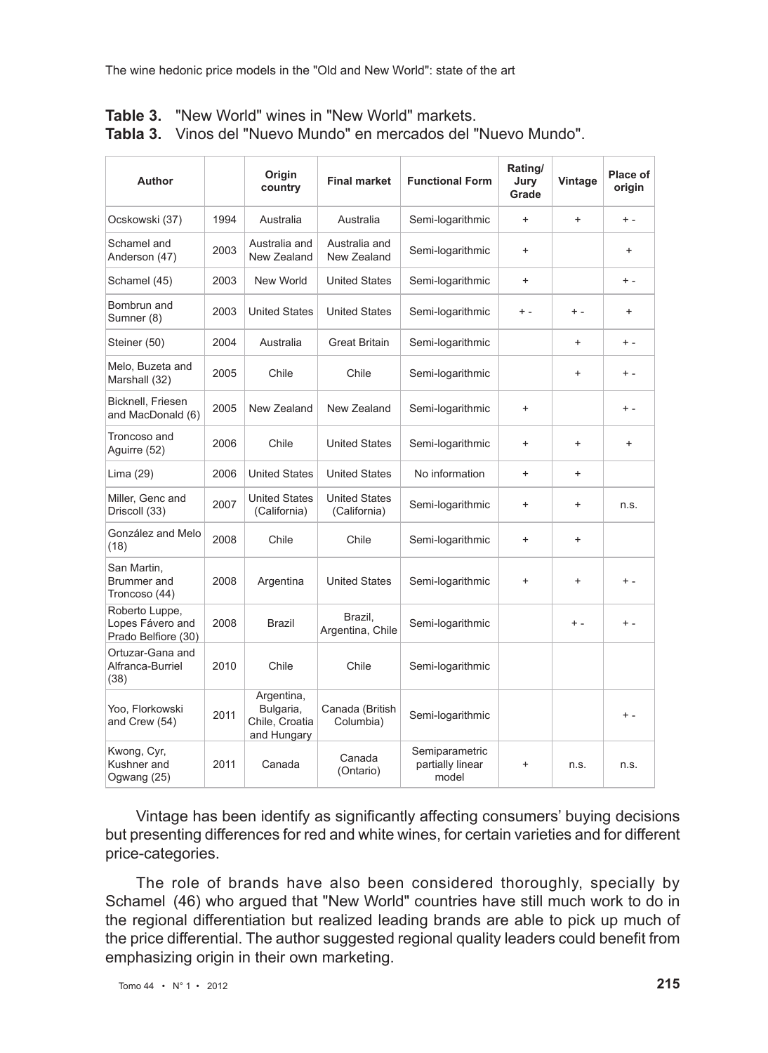**Table 3.** "New World" wines in "New World" markets.
**Tabla 3.** Vinos del "Nuevo Mundo" en mercados del "Nuevo Mundo".

| Author | | Origin country | Final market | Functional Form | Rating/ Jury Grade | Vintage | Place of origin |
|---|---|---|---|---|---|---|---|
| Ocskowski (37) | 1994 | Australia | Australia | Semi-logarithmic | + | + | + - |
| Schamel and Anderson (47) | 2003 | Australia and New Zealand | Australia and New Zealand | Semi-logarithmic | + | | + |
| Schamel (45) | 2003 | New World | United States | Semi-logarithmic | + | | + - |
| Bombrun and Sumner (8) | 2003 | United States | United States | Semi-logarithmic | + - | + - | + |
| Steiner (50) | 2004 | Australia | Great Britain | Semi-logarithmic | | + | + - |
| Melo, Buzeta and Marshall (32) | 2005 | Chile | Chile | Semi-logarithmic | | + | + - |
| Bicknell, Friesen and MacDonald (6) | 2005 | New Zealand | New Zealand | Semi-logarithmic | + | | + - |
| Troncoso and Aguirre (52) | 2006 | Chile | United States | Semi-logarithmic | + | + | + |
| Lima (29) | 2006 | United States | United States | No information | + | + | |
| Miller, Genc and Driscoll (33) | 2007 | United States (California) | United States (California) | Semi-logarithmic | + | + | n.s. |
| González and Melo (18) | 2008 | Chile | Chile | Semi-logarithmic | + | + | |
| San Martin, Brummer and Troncoso (44) | 2008 | Argentina | United States | Semi-logarithmic | + | + | + - |
| Roberto Luppe, Lopes Fávero and Prado Belfiore (30) | 2008 | Brazil | Brazil, Argentina, Chile | Semi-logarithmic | | + - | + - |
| Ortuzar-Gana and Alfranca-Burriel (38) | 2010 | Chile | Chile | Semi-logarithmic | | | |
| Yoo, Florkowski and Crew (54) | 2011 | Argentina, Bulgaria, Chile, Croatia and Hungary | Canada (British Columbia) | Semi-logarithmic | | | + - |
| Kwong, Cyr, Kushner and Ogwang (25) | 2011 | Canada | Canada (Ontario) | Semiparametric partially linear model | + | n.s. | n.s. |

Vintage has been identify as significantly affecting consumers' buying decisions but presenting differences for red and white wines, for certain varieties and for different price-categories.

The role of brands have also been considered thoroughly, specially by Schamel (46) who argued that "New World" countries have still much work to do in the regional differentiation but realized leading brands are able to pick up much of the price differential. The author suggested regional quality leaders could benefit from emphasizing origin in their own marketing.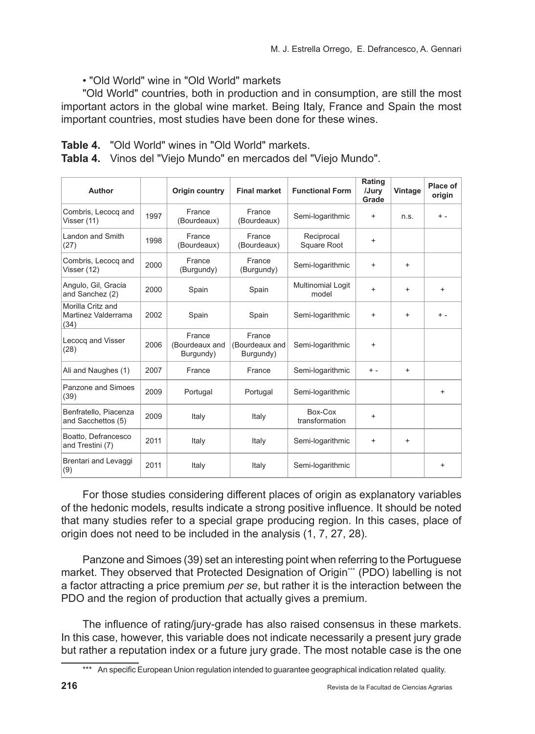• "Old World" wine in "Old World" markets

"Old World" countries, both in production and in consumption, are still the most important actors in the global wine market. Being Italy, France and Spain the most important countries, most studies have been done for these wines.

**Table 4.** "Old World" wines in "Old World" markets.
**Tabla 4.** Vinos del "Viejo Mundo" en mercados del "Viejo Mundo".

| Author | | Origin country | Final market | Functional Form | Rating /Jury Grade | Vintage | Place of origin |
|---|---|---|---|---|---|---|---|
| Combris, Lecocq and Visser (11) | 1997 | France (Bourdeaux) | France (Bourdeaux) | Semi-logarithmic | + | n.s. | + - |
| Landon and Smith (27) | 1998 | France (Bourdeaux) | France (Bourdeaux) | Reciprocal Square Root | + | | |
| Combris, Lecocq and Visser (12) | 2000 | France (Burgundy) | France (Burgundy) | Semi-logarithmic | + | + | |
| Angulo, Gil, Gracia and Sanchez (2) | 2000 | Spain | Spain | Multinomial Logit model | + | + | + |
| Morilla Critz and Martinez Valderrama (34) | 2002 | Spain | Spain | Semi-logarithmic | + | + | + - |
| Lecocq and Visser (28) | 2006 | France (Bourdeaux and Burgundy) | France (Bourdeaux and Burgundy) | Semi-logarithmic | + | | |
| Ali and Naughes (1) | 2007 | France | France | Semi-logarithmic | + - | + | |
| Panzone and Simoes (39) | 2009 | Portugal | Portugal | Semi-logarithmic | | | + |
| Benfratello, Piacenza and Sacchettos (5) | 2009 | Italy | Italy | Box-Cox transformation | + | | |
| Boatto, Defrancesco and Trestini (7) | 2011 | Italy | Italy | Semi-logarithmic | + | + | |
| Brentari and Levaggi (9) | 2011 | Italy | Italy | Semi-logarithmic | | | + |

For those studies considering different places of origin as explanatory variables of the hedonic models, results indicate a strong positive influence. It should be noted that many studies refer to a special grape producing region. In this cases, place of origin does not need to be included in the analysis (1, 7, 27, 28).

Panzone and Simoes (39) set an interesting point when referring to the Portuguese market. They observed that Protected Designation of Origin[***] (PDO) labelling is not a factor attracting a price premium *per se*, but rather it is the interaction between the PDO and the region of production that actually gives a premium.

The influence of rating/jury-grade has also raised consensus in these markets. In this case, however, this variable does not indicate necessarily a present jury grade but rather a reputation index or a future jury grade. The most notable case is the one

[***] An specific European Union regulation intended to guarantee geographical indication related quality.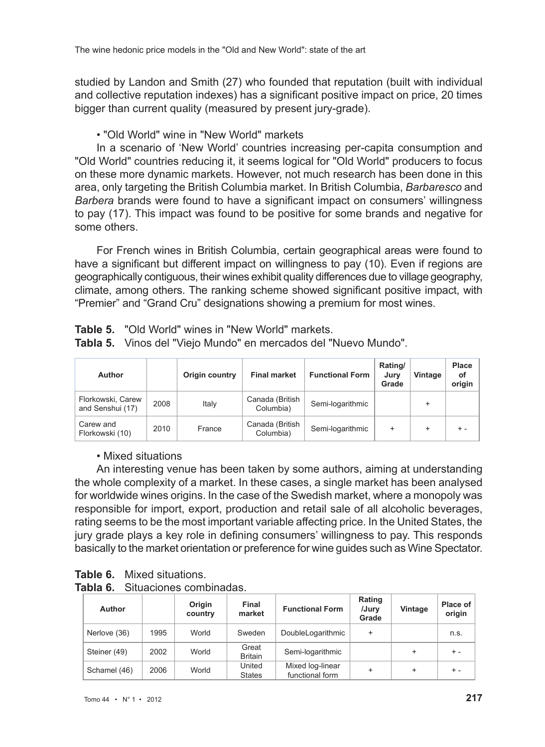studied by Landon and Smith (27) who founded that reputation (built with individual and collective reputation indexes) has a significant positive impact on price, 20 times bigger than current quality (measured by present jury-grade).

• "Old World" wine in "New World" markets

In a scenario of 'New World' countries increasing per-capita consumption and "Old World" countries reducing it, it seems logical for "Old World" producers to focus on these more dynamic markets. However, not much research has been done in this area, only targeting the British Columbia market. In British Columbia, *Barbaresco* and *Barbera* brands were found to have a significant impact on consumers' willingness to pay (17). This impact was found to be positive for some brands and negative for some others.

For French wines in British Columbia, certain geographical areas were found to have a significant but different impact on willingness to pay (10). Even if regions are geographically contiguous, their wines exhibit quality differences due to village geography, climate, among others. The ranking scheme showed significant positive impact, with "Premier" and "Grand Cru" designations showing a premium for most wines.

**Table 5.** "Old World" wines in "New World" markets.
**Tabla 5.** Vinos del "Viejo Mundo" en mercados del "Nuevo Mundo".

| Author | | Origin country | Final market | Functional Form | Rating/ Jury Grade | Vintage | Place of origin |
|---|---|---|---|---|---|---|---|
| Florkowski, Carew and Senshui (17) | 2008 | Italy | Canada (British Columbia) | Semi-logarithmic | | + | |
| Carew and Florkowski (10) | 2010 | France | Canada (British Columbia) | Semi-logarithmic | + | + | + - |

• Mixed situations

An interesting venue has been taken by some authors, aiming at understanding the whole complexity of a market. In these cases, a single market has been analysed for worldwide wines origins. In the case of the Swedish market, where a monopoly was responsible for import, export, production and retail sale of all alcoholic beverages, rating seems to be the most important variable affecting price. In the United States, the jury grade plays a key role in defining consumers' willingness to pay. This responds basically to the market orientation or preference for wine guides such as Wine Spectator.

**Table 6.** Mixed situations.
**Tabla 6.** Situaciones combinadas.

| Author | | Origin country | Final market | Functional Form | Rating /Jury Grade | Vintage | Place of origin |
|---|---|---|---|---|---|---|---|
| Nerlove (36) | 1995 | World | Sweden | DoubleLogarithmic | + | | n.s. |
| Steiner (49) | 2002 | World | Great Britain | Semi-logarithmic | | + | + - |
| Schamel (46) | 2006 | World | United States | Mixed log-linear functional form | + | + | + - |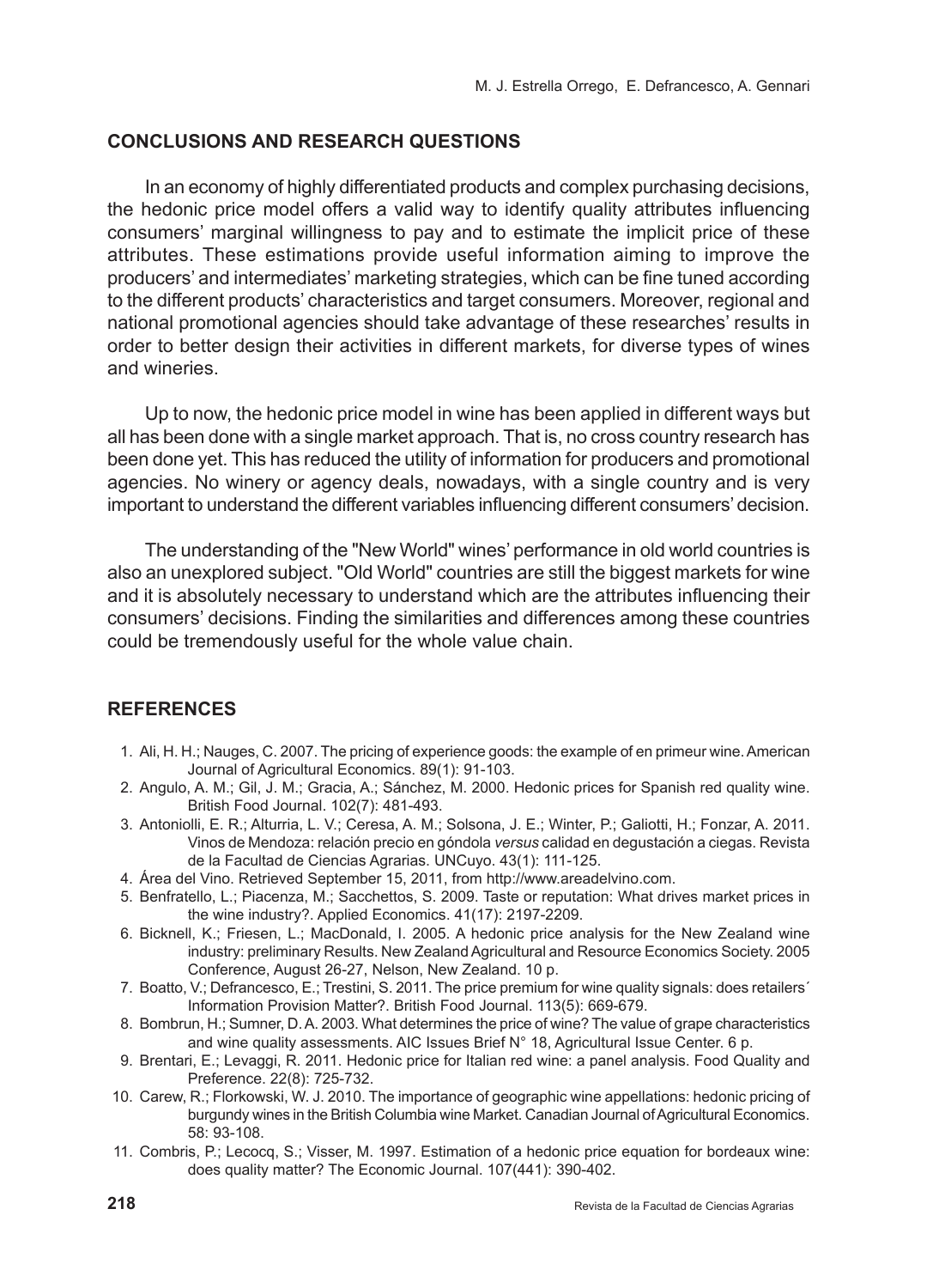## CONCLUSIONS AND RESEARCH QUESTIONS

In an economy of highly differentiated products and complex purchasing decisions, the hedonic price model offers a valid way to identify quality attributes influencing consumers' marginal willingness to pay and to estimate the implicit price of these attributes. These estimations provide useful information aiming to improve the producers' and intermediates' marketing strategies, which can be fine tuned according to the different products' characteristics and target consumers. Moreover, regional and national promotional agencies should take advantage of these researches' results in order to better design their activities in different markets, for diverse types of wines and wineries.

Up to now, the hedonic price model in wine has been applied in different ways but all has been done with a single market approach. That is, no cross country research has been done yet. This has reduced the utility of information for producers and promotional agencies. No winery or agency deals, nowadays, with a single country and is very important to understand the different variables influencing different consumers' decision.

The understanding of the "New World" wines' performance in old world countries is also an unexplored subject. "Old World" countries are still the biggest markets for wine and it is absolutely necessary to understand which are the attributes influencing their consumers' decisions. Finding the similarities and differences among these countries could be tremendously useful for the whole value chain.

## REFERENCES

1. Ali, H. H.; Nauges, C. 2007. The pricing of experience goods: the example of en primeur wine. American Journal of Agricultural Economics. 89(1): 91-103.
2. Angulo, A. M.; Gil, J. M.; Gracia, A.; Sánchez, M. 2000. Hedonic prices for Spanish red quality wine. British Food Journal. 102(7): 481-493.
3. Antoniolli, E. R.; Alturria, L. V.; Ceresa, A. M.; Solsona, J. E.; Winter, P.; Galiotti, H.; Fonzar, A. 2011. Vinos de Mendoza: relación precio en góndola *versus* calidad en degustación a ciegas. Revista de la Facultad de Ciencias Agrarias. UNCuyo. 43(1): 111-125.
4. Área del Vino. Retrieved September 15, 2011, from http://www.areadelvino.com.
5. Benfratello, L.; Piacenza, M.; Sacchettos, S. 2009. Taste or reputation: What drives market prices in the wine industry?. Applied Economics. 41(17): 2197-2209.
6. Bicknell, K.; Friesen, L.; MacDonald, I. 2005. A hedonic price analysis for the New Zealand wine industry: preliminary Results. New Zealand Agricultural and Resource Economics Society. 2005 Conference, August 26-27, Nelson, New Zealand. 10 p.
7. Boatto, V.; Defrancesco, E.; Trestini, S. 2011. The price premium for wine quality signals: does retailers´ Information Provision Matter?. British Food Journal. 113(5): 669-679.
8. Bombrun, H.; Sumner, D. A. 2003. What determines the price of wine? The value of grape characteristics and wine quality assessments. AIC Issues Brief N° 18, Agricultural Issue Center. 6 p.
9. Brentari, E.; Levaggi, R. 2011. Hedonic price for Italian red wine: a panel analysis. Food Quality and Preference. 22(8): 725-732.
10. Carew, R.; Florkowski, W. J. 2010. The importance of geographic wine appellations: hedonic pricing of burgundy wines in the British Columbia wine Market. Canadian Journal of Agricultural Economics. 58: 93-108.
11. Combris, P.; Lecocq, S.; Visser, M. 1997. Estimation of a hedonic price equation for bordeaux wine: does quality matter? The Economic Journal. 107(441): 390-402.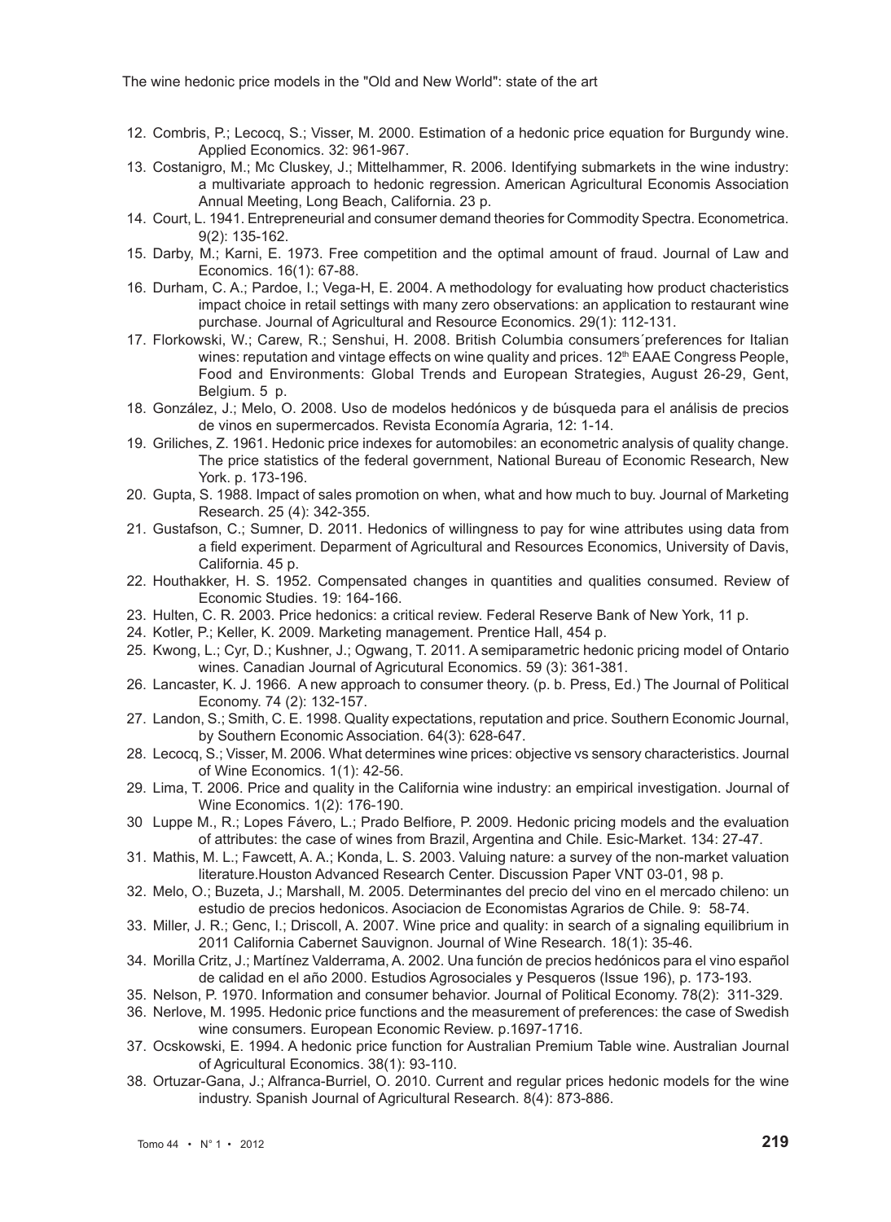12. Combris, P.; Lecocq, S.; Visser, M. 2000. Estimation of a hedonic price equation for Burgundy wine. Applied Economics. 32: 961-967.
13. Costanigro, M.; Mc Cluskey, J.; Mittelhammer, R. 2006. Identifying submarkets in the wine industry: a multivariate approach to hedonic regression. American Agricultural Economis Association Annual Meeting, Long Beach, California. 23 p.
14. Court, L. 1941. Entrepreneurial and consumer demand theories for Commodity Spectra. Econometrica. 9(2): 135-162.
15. Darby, M.; Karni, E. 1973. Free competition and the optimal amount of fraud. Journal of Law and Economics. 16(1): 67-88.
16. Durham, C. A.; Pardoe, I.; Vega-H, E. 2004. A methodology for evaluating how product chacteristics impact choice in retail settings with many zero observations: an application to restaurant wine purchase. Journal of Agricultural and Resource Economics. 29(1): 112-131.
17. Florkowski, W.; Carew, R.; Senshui, H. 2008. British Columbia consumers´preferences for Italian wines: reputation and vintage effects on wine quality and prices. 12th EAAE Congress People, Food and Environments: Global Trends and European Strategies, August 26-29, Gent, Belgium. 5 p.
18. González, J.; Melo, O. 2008. Uso de modelos hedónicos y de búsqueda para el análisis de precios de vinos en supermercados. Revista Economía Agraria, 12: 1-14.
19. Griliches, Z. 1961. Hedonic price indexes for automobiles: an econometric analysis of quality change. The price statistics of the federal government, National Bureau of Economic Research, New York. p. 173-196.
20. Gupta, S. 1988. Impact of sales promotion on when, what and how much to buy. Journal of Marketing Research. 25 (4): 342-355.
21. Gustafson, C.; Sumner, D. 2011. Hedonics of willingness to pay for wine attributes using data from a field experiment. Deparment of Agricultural and Resources Economics, University of Davis, California. 45 p.
22. Houthakker, H. S. 1952. Compensated changes in quantities and qualities consumed. Review of Economic Studies. 19: 164-166.
23. Hulten, C. R. 2003. Price hedonics: a critical review. Federal Reserve Bank of New York, 11 p.
24. Kotler, P.; Keller, K. 2009. Marketing management. Prentice Hall, 454 p.
25. Kwong, L.; Cyr, D.; Kushner, J.; Ogwang, T. 2011. A semiparametric hedonic pricing model of Ontario wines. Canadian Journal of Agricultural Economics. 59 (3): 361-381.
26. Lancaster, K. J. 1966. A new approach to consumer theory. (p. b. Press, Ed.) The Journal of Political Economy. 74 (2): 132-157.
27. Landon, S.; Smith, C. E. 1998. Quality expectations, reputation and price. Southern Economic Journal, by Southern Economic Association. 64(3): 628-647.
28. Lecocq, S.; Visser, M. 2006. What determines wine prices: objective vs sensory characteristics. Journal of Wine Economics. 1(1): 42-56.
29. Lima, T. 2006. Price and quality in the California wine industry: an empirical investigation. Journal of Wine Economics. 1(2): 176-190.
30 Luppe M., R.; Lopes Fávero, L.; Prado Belfiore, P. 2009. Hedonic pricing models and the evaluation of attributes: the case of wines from Brazil, Argentina and Chile. Esic-Market. 134: 27-47.
31. Mathis, M. L.; Fawcett, A. A.; Konda, L. S. 2003. Valuing nature: a survey of the non-market valuation literature.Houston Advanced Research Center. Discussion Paper VNT 03-01, 98 p.
32. Melo, O.; Buzeta, J.; Marshall, M. 2005. Determinantes del precio del vino en el mercado chileno: un estudio de precios hedonicos. Asociacion de Economistas Agrarios de Chile. 9: 58-74.
33. Miller, J. R.; Genc, I.; Driscoll, A. 2007. Wine price and quality: in search of a signaling equilibrium in 2011 California Cabernet Sauvignon. Journal of Wine Research. 18(1): 35-46.
34. Morilla Critz, J.; Martínez Valderrama, A. 2002. Una función de precios hedónicos para el vino español de calidad en el año 2000. Estudios Agrosociales y Pesqueros (Issue 196), p. 173-193.
35. Nelson, P. 1970. Information and consumer behavior. Journal of Political Economy. 78(2): 311-329.
36. Nerlove, M. 1995. Hedonic price functions and the measurement of preferences: the case of Swedish wine consumers. European Economic Review. p.1697-1716.
37. Ocskowski, E. 1994. A hedonic price function for Australian Premium Table wine. Australian Journal of Agricultural Economics. 38(1): 93-110.
38. Ortuzar-Gana, J.; Alfranca-Burriel, O. 2010. Current and regular prices hedonic models for the wine industry. Spanish Journal of Agricultural Research. 8(4): 873-886.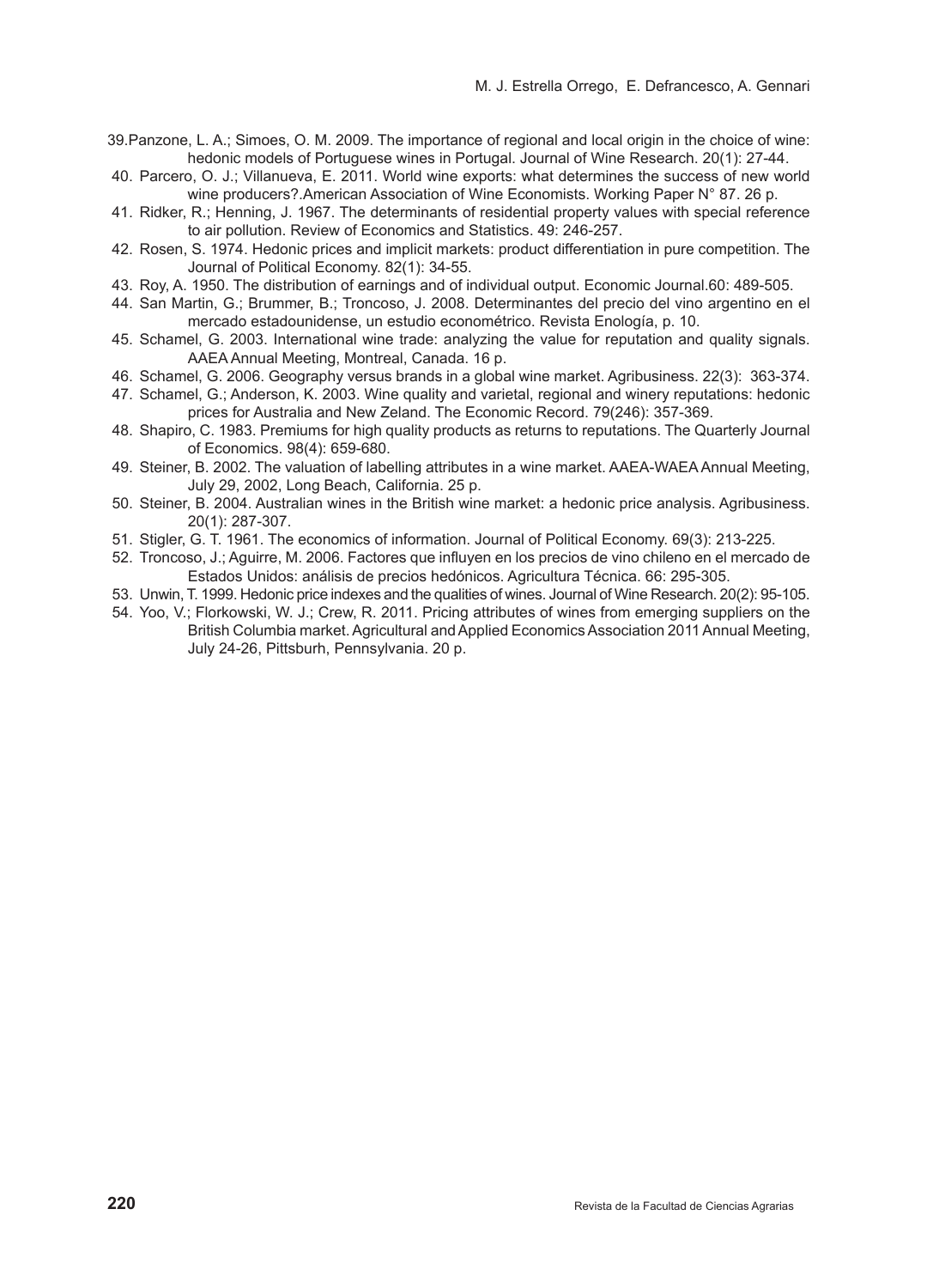39. Panzone, L. A.; Simoes, O. M. 2009. The importance of regional and local origin in the choice of wine: hedonic models of Portuguese wines in Portugal. Journal of Wine Research. 20(1): 27-44.
40. Parcero, O. J.; Villanueva, E. 2011. World wine exports: what determines the success of new world wine producers?.American Association of Wine Economists. Working Paper N° 87. 26 p.
41. Ridker, R.; Henning, J. 1967. The determinants of residential property values with special reference to air pollution. Review of Economics and Statistics. 49: 246-257.
42. Rosen, S. 1974. Hedonic prices and implicit markets: product differentiation in pure competition. The Journal of Political Economy. 82(1): 34-55.
43. Roy, A. 1950. The distribution of earnings and of individual output. Economic Journal.60: 489-505.
44. San Martin, G.; Brummer, B.; Troncoso, J. 2008. Determinantes del precio del vino argentino en el mercado estadounidense, un estudio econométrico. Revista Enología, p. 10.
45. Schamel, G. 2003. International wine trade: analyzing the value for reputation and quality signals. AAEA Annual Meeting, Montreal, Canada. 16 p.
46. Schamel, G. 2006. Geography versus brands in a global wine market. Agribusiness. 22(3): 363-374.
47. Schamel, G.; Anderson, K. 2003. Wine quality and varietal, regional and winery reputations: hedonic prices for Australia and New Zeland. The Economic Record. 79(246): 357-369.
48. Shapiro, C. 1983. Premiums for high quality products as returns to reputations. The Quarterly Journal of Economics. 98(4): 659-680.
49. Steiner, B. 2002. The valuation of labelling attributes in a wine market. AAEA-WAEA Annual Meeting, July 29, 2002, Long Beach, California. 25 p.
50. Steiner, B. 2004. Australian wines in the British wine market: a hedonic price analysis. Agribusiness. 20(1): 287-307.
51. Stigler, G. T. 1961. The economics of information. Journal of Political Economy. 69(3): 213-225.
52. Troncoso, J.; Aguirre, M. 2006. Factores que influyen en los precios de vino chileno en el mercado de Estados Unidos: análisis de precios hedónicos. Agricultura Técnica. 66: 295-305.
53. Unwin, T. 1999. Hedonic price indexes and the qualities of wines. Journal of Wine Research. 20(2): 95-105.
54. Yoo, V.; Florkowski, W. J.; Crew, R. 2011. Pricing attributes of wines from emerging suppliers on the British Columbia market. Agricultural and Applied Economics Association 2011 Annual Meeting, July 24-26, Pittsburh, Pennsylvania. 20 p.